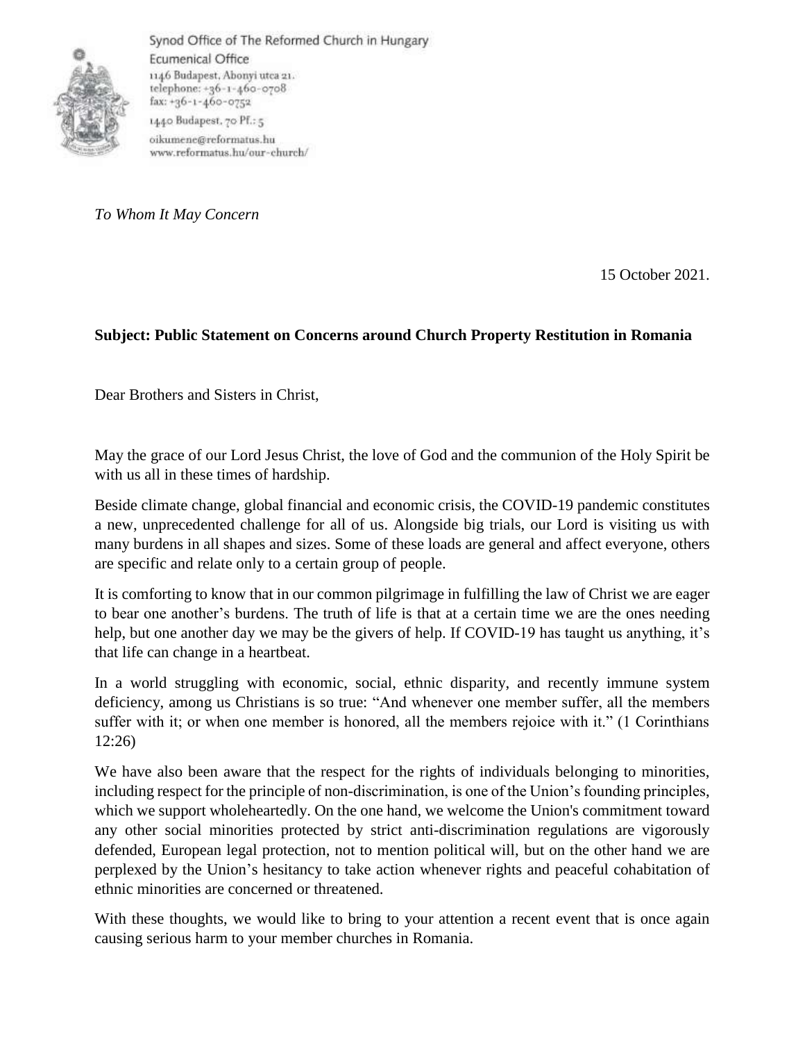Synod Office of The Reformed Church in Hungary
Ecumenical Office
1146 Budapest, Abonyi utca 21.
telephone: +36-1-460-0708
fax: +36-1-460-0752
1440 Budapest, 70 Pf.: 5
oikumene@reformatus.hu
www.reformatus.hu/our-church/

*To Whom It May Concern*

15 October 2021.

**Subject: Public Statement on Concerns around Church Property Restitution in Romania**

Dear Brothers and Sisters in Christ,

May the grace of our Lord Jesus Christ, the love of God and the communion of the Holy Spirit be with us all in these times of hardship.

Beside climate change, global financial and economic crisis, the COVID-19 pandemic constitutes a new, unprecedented challenge for all of us. Alongside big trials, our Lord is visiting us with many burdens in all shapes and sizes. Some of these loads are general and affect everyone, others are specific and relate only to a certain group of people.

It is comforting to know that in our common pilgrimage in fulfilling the law of Christ we are eager to bear one another's burdens. The truth of life is that at a certain time we are the ones needing help, but one another day we may be the givers of help. If COVID-19 has taught us anything, it's that life can change in a heartbeat.

In a world struggling with economic, social, ethnic disparity, and recently immune system deficiency, among us Christians is so true: "And whenever one member suffer, all the members suffer with it; or when one member is honored, all the members rejoice with it." (1 Corinthians 12:26)

We have also been aware that the respect for the rights of individuals belonging to minorities, including respect for the principle of non-discrimination, is one of the Union's founding principles, which we support wholeheartedly. On the one hand, we welcome the Union's commitment toward any other social minorities protected by strict anti-discrimination regulations are vigorously defended, European legal protection, not to mention political will, but on the other hand we are perplexed by the Union's hesitancy to take action whenever rights and peaceful cohabitation of ethnic minorities are concerned or threatened.

With these thoughts, we would like to bring to your attention a recent event that is once again causing serious harm to your member churches in Romania.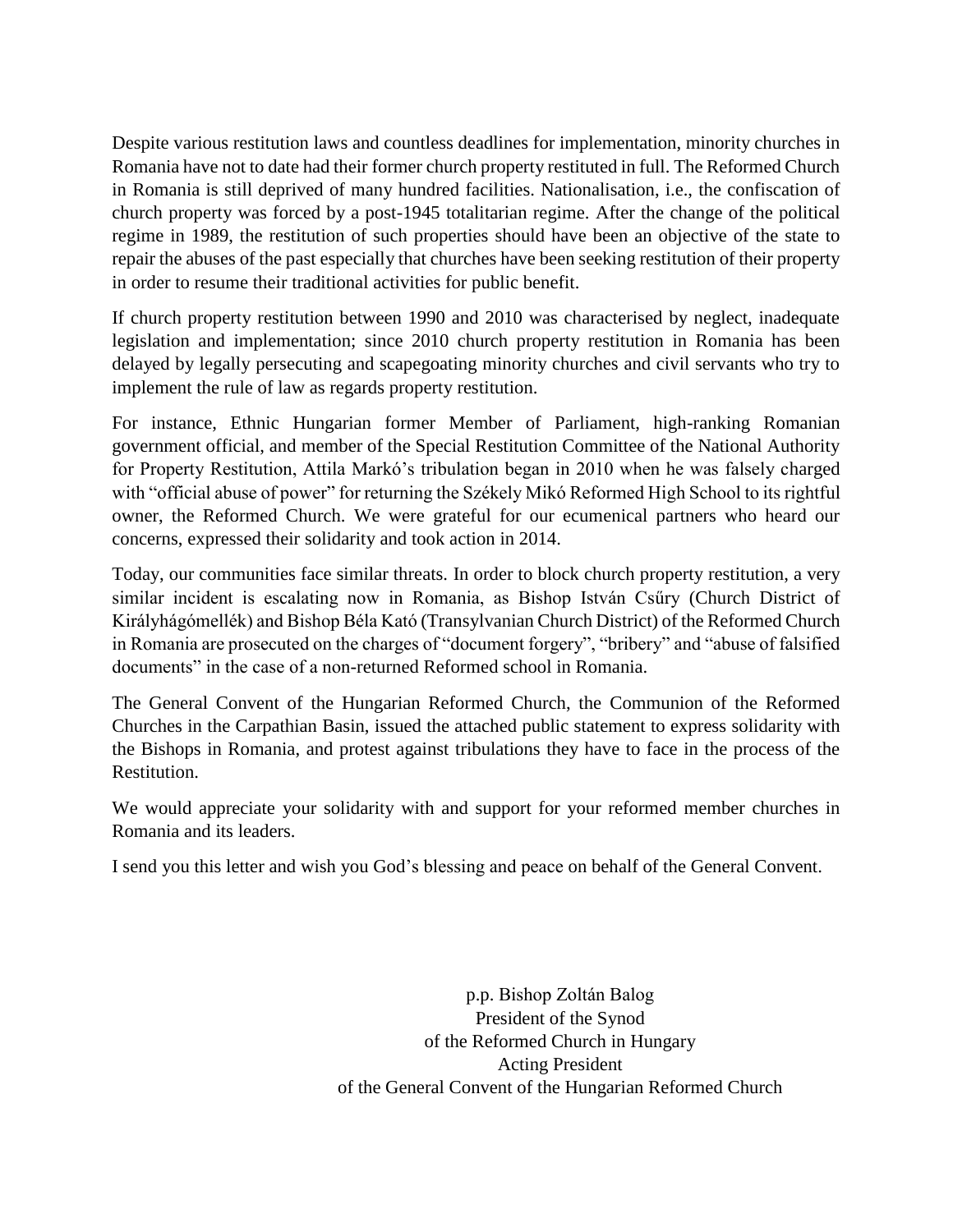Despite various restitution laws and countless deadlines for implementation, minority churches in Romania have not to date had their former church property restituted in full. The Reformed Church in Romania is still deprived of many hundred facilities. Nationalisation, i.e., the confiscation of church property was forced by a post-1945 totalitarian regime. After the change of the political regime in 1989, the restitution of such properties should have been an objective of the state to repair the abuses of the past especially that churches have been seeking restitution of their property in order to resume their traditional activities for public benefit.

If church property restitution between 1990 and 2010 was characterised by neglect, inadequate legislation and implementation; since 2010 church property restitution in Romania has been delayed by legally persecuting and scapegoating minority churches and civil servants who try to implement the rule of law as regards property restitution.

For instance, Ethnic Hungarian former Member of Parliament, high-ranking Romanian government official, and member of the Special Restitution Committee of the National Authority for Property Restitution, Attila Markó's tribulation began in 2010 when he was falsely charged with "official abuse of power" for returning the Székely Mikó Reformed High School to its rightful owner, the Reformed Church. We were grateful for our ecumenical partners who heard our concerns, expressed their solidarity and took action in 2014.

Today, our communities face similar threats. In order to block church property restitution, a very similar incident is escalating now in Romania, as Bishop István Csűry (Church District of Királyhágómellék) and Bishop Béla Kató (Transylvanian Church District) of the Reformed Church in Romania are prosecuted on the charges of "document forgery", "bribery" and "abuse of falsified documents" in the case of a non-returned Reformed school in Romania.

The General Convent of the Hungarian Reformed Church, the Communion of the Reformed Churches in the Carpathian Basin, issued the attached public statement to express solidarity with the Bishops in Romania, and protest against tribulations they have to face in the process of the Restitution.

We would appreciate your solidarity with and support for your reformed member churches in Romania and its leaders.

I send you this letter and wish you God's blessing and peace on behalf of the General Convent.

p.p. Bishop Zoltán Balog
President of the Synod
of the Reformed Church in Hungary
Acting President
of the General Convent of the Hungarian Reformed Church